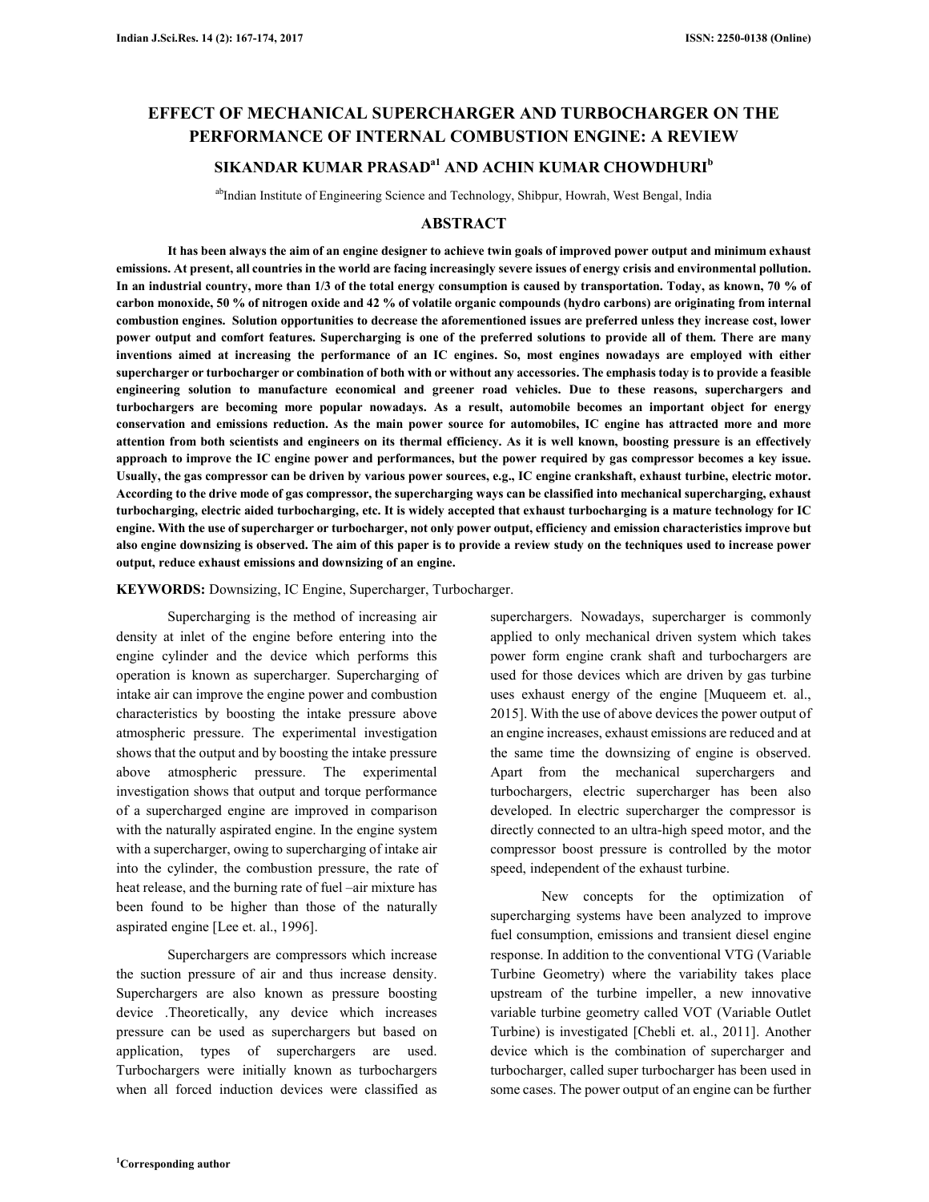# EFFECT OF MECHANICAL SUPERCHARGER AND TURBOCHARGER ON THE PERFORMANCE OF INTERNAL COMBUSTION ENGINE: A REVIEW

## SIKANDAR KUMAR PRASAD[a1] AND ACHIN KUMAR CHOWDHURI[b]

[ab]Indian Institute of Engineering Science and Technology, Shibpur, Howrah, West Bengal, India

## ABSTRACT

**It has been always the aim of an engine designer to achieve twin goals of improved power output and minimum exhaust emissions. At present, all countries in the world are facing increasingly severe issues of energy crisis and environmental pollution. In an industrial country, more than 1/3 of the total energy consumption is caused by transportation. Today, as known, 70 % of carbon monoxide, 50 % of nitrogen oxide and 42 % of volatile organic compounds (hydro carbons) are originating from internal combustion engines. Solution opportunities to decrease the aforementioned issues are preferred unless they increase cost, lower power output and comfort features. Supercharging is one of the preferred solutions to provide all of them. There are many inventions aimed at increasing the performance of an IC engines. So, most engines nowadays are employed with either supercharger or turbocharger or combination of both with or without any accessories. The emphasis today is to provide a feasible engineering solution to manufacture economical and greener road vehicles. Due to these reasons, superchargers and turbochargers are becoming more popular nowadays. As a result, automobile becomes an important object for energy conservation and emissions reduction. As the main power source for automobiles, IC engine has attracted more and more attention from both scientists and engineers on its thermal efficiency. As it is well known, boosting pressure is an effectively approach to improve the IC engine power and performances, but the power required by gas compressor becomes a key issue. Usually, the gas compressor can be driven by various power sources, e.g., IC engine crankshaft, exhaust turbine, electric motor. According to the drive mode of gas compressor, the supercharging ways can be classified into mechanical supercharging, exhaust turbocharging, electric aided turbocharging, etc. It is widely accepted that exhaust turbocharging is a mature technology for IC engine. With the use of supercharger or turbocharger, not only power output, efficiency and emission characteristics improve but also engine downsizing is observed. The aim of this paper is to provide a review study on the techniques used to increase power output, reduce exhaust emissions and downsizing of an engine.**

**KEYWORDS:** Downsizing, IC Engine, Supercharger, Turbocharger.

Supercharging is the method of increasing air density at inlet of the engine before entering into the engine cylinder and the device which performs this operation is known as supercharger. Supercharging of intake air can improve the engine power and combustion characteristics by boosting the intake pressure above atmospheric pressure. The experimental investigation shows that the output and by boosting the intake pressure above atmospheric pressure. The experimental investigation shows that output and torque performance of a supercharged engine are improved in comparison with the naturally aspirated engine. In the engine system with a supercharger, owing to supercharging of intake air into the cylinder, the combustion pressure, the rate of heat release, and the burning rate of fuel –air mixture has been found to be higher than those of the naturally aspirated engine [Lee et. al., 1996].

Superchargers are compressors which increase the suction pressure of air and thus increase density. Superchargers are also known as pressure boosting device .Theoretically, any device which increases pressure can be used as superchargers but based on application, types of superchargers are used. Turbochargers were initially known as turbochargers when all forced induction devices were classified as superchargers. Nowadays, supercharger is commonly applied to only mechanical driven system which takes power form engine crank shaft and turbochargers are used for those devices which are driven by gas turbine uses exhaust energy of the engine [Muqueem et. al., 2015]. With the use of above devices the power output of an engine increases, exhaust emissions are reduced and at the same time the downsizing of engine is observed. Apart from the mechanical superchargers and turbochargers, electric supercharger has been also developed. In electric supercharger the compressor is directly connected to an ultra-high speed motor, and the compressor boost pressure is controlled by the motor speed, independent of the exhaust turbine.

New concepts for the optimization of supercharging systems have been analyzed to improve fuel consumption, emissions and transient diesel engine response. In addition to the conventional VTG (Variable Turbine Geometry) where the variability takes place upstream of the turbine impeller, a new innovative variable turbine geometry called VOT (Variable Outlet Turbine) is investigated [Chebli et. al., 2011]. Another device which is the combination of supercharger and turbocharger, called super turbocharger has been used in some cases. The power output of an engine can be further

[1]Corresponding author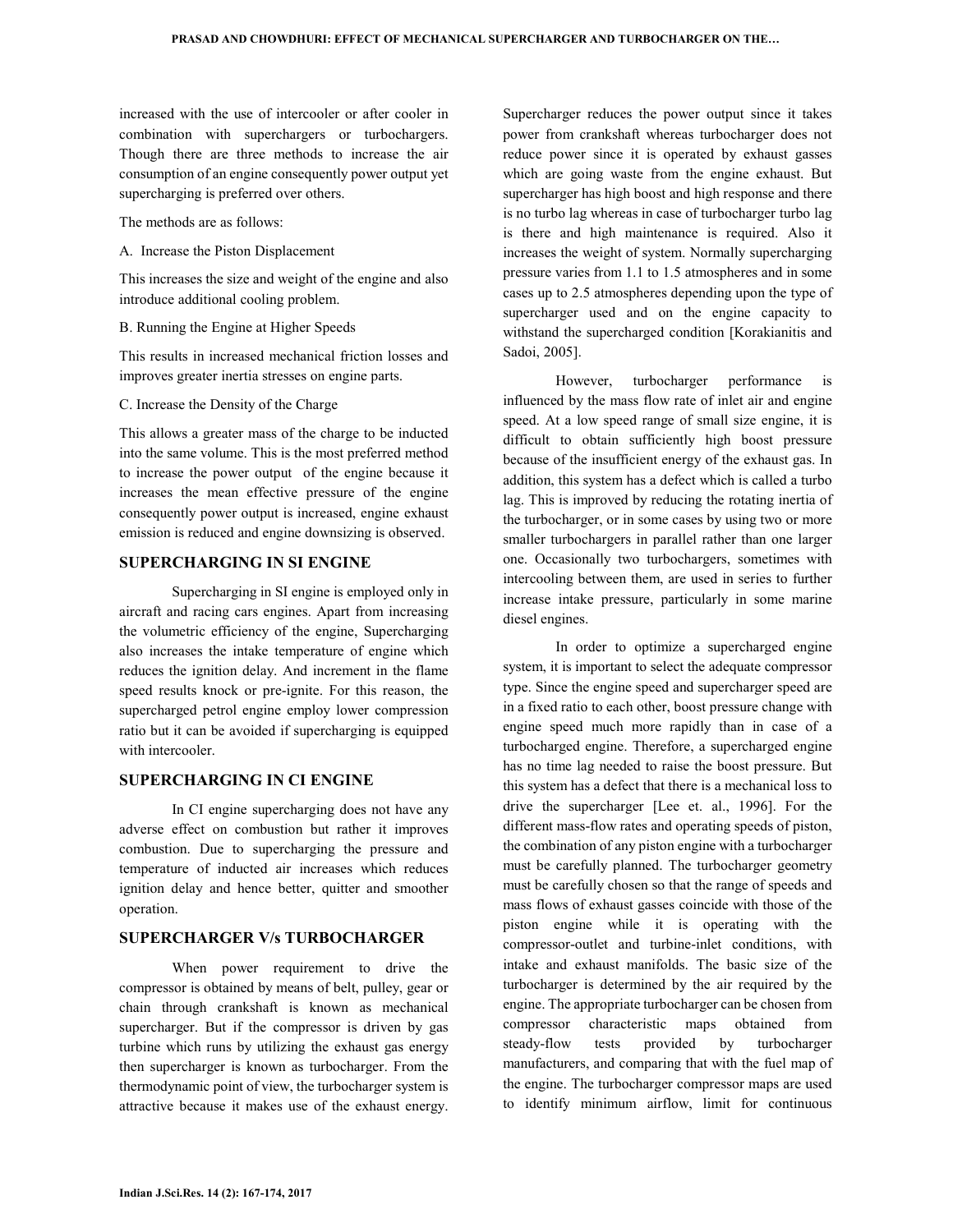increased with the use of intercooler or after cooler in combination with superchargers or turbochargers. Though there are three methods to increase the air consumption of an engine consequently power output yet supercharging is preferred over others.

The methods are as follows:

A. Increase the Piston Displacement

This increases the size and weight of the engine and also introduce additional cooling problem.

B. Running the Engine at Higher Speeds

This results in increased mechanical friction losses and improves greater inertia stresses on engine parts.

C. Increase the Density of the Charge

This allows a greater mass of the charge to be inducted into the same volume. This is the most preferred method to increase the power output of the engine because it increases the mean effective pressure of the engine consequently power output is increased, engine exhaust emission is reduced and engine downsizing is observed.

## SUPERCHARGING IN SI ENGINE

Supercharging in SI engine is employed only in aircraft and racing cars engines. Apart from increasing the volumetric efficiency of the engine, Supercharging also increases the intake temperature of engine which reduces the ignition delay. And increment in the flame speed results knock or pre-ignite. For this reason, the supercharged petrol engine employ lower compression ratio but it can be avoided if supercharging is equipped with intercooler.

## SUPERCHARGING IN CI ENGINE

In CI engine supercharging does not have any adverse effect on combustion but rather it improves combustion. Due to supercharging the pressure and temperature of inducted air increases which reduces ignition delay and hence better, quitter and smoother operation.

## SUPERCHARGER V/s TURBOCHARGER

When power requirement to drive the compressor is obtained by means of belt, pulley, gear or chain through crankshaft is known as mechanical supercharger. But if the compressor is driven by gas turbine which runs by utilizing the exhaust gas energy then supercharger is known as turbocharger. From the thermodynamic point of view, the turbocharger system is attractive because it makes use of the exhaust energy. Supercharger reduces the power output since it takes power from crankshaft whereas turbocharger does not reduce power since it is operated by exhaust gasses which are going waste from the engine exhaust. But supercharger has high boost and high response and there is no turbo lag whereas in case of turbocharger turbo lag is there and high maintenance is required. Also it increases the weight of system. Normally supercharging pressure varies from 1.1 to 1.5 atmospheres and in some cases up to 2.5 atmospheres depending upon the type of supercharger used and on the engine capacity to withstand the supercharged condition [Korakianitis and Sadoi, 2005].

However, turbocharger performance is influenced by the mass flow rate of inlet air and engine speed. At a low speed range of small size engine, it is difficult to obtain sufficiently high boost pressure because of the insufficient energy of the exhaust gas. In addition, this system has a defect which is called a turbo lag. This is improved by reducing the rotating inertia of the turbocharger, or in some cases by using two or more smaller turbochargers in parallel rather than one larger one. Occasionally two turbochargers, sometimes with intercooling between them, are used in series to further increase intake pressure, particularly in some marine diesel engines.

In order to optimize a supercharged engine system, it is important to select the adequate compressor type. Since the engine speed and supercharger speed are in a fixed ratio to each other, boost pressure change with engine speed much more rapidly than in case of a turbocharged engine. Therefore, a supercharged engine has no time lag needed to raise the boost pressure. But this system has a defect that there is a mechanical loss to drive the supercharger [Lee et. al., 1996]. For the different mass-flow rates and operating speeds of piston, the combination of any piston engine with a turbocharger must be carefully planned. The turbocharger geometry must be carefully chosen so that the range of speeds and mass flows of exhaust gasses coincide with those of the piston engine while it is operating with the compressor-outlet and turbine-inlet conditions, with intake and exhaust manifolds. The basic size of the turbocharger is determined by the air required by the engine. The appropriate turbocharger can be chosen from compressor characteristic maps obtained from steady-flow tests provided by turbocharger manufacturers, and comparing that with the fuel map of the engine. The turbocharger compressor maps are used to identify minimum airflow, limit for continuous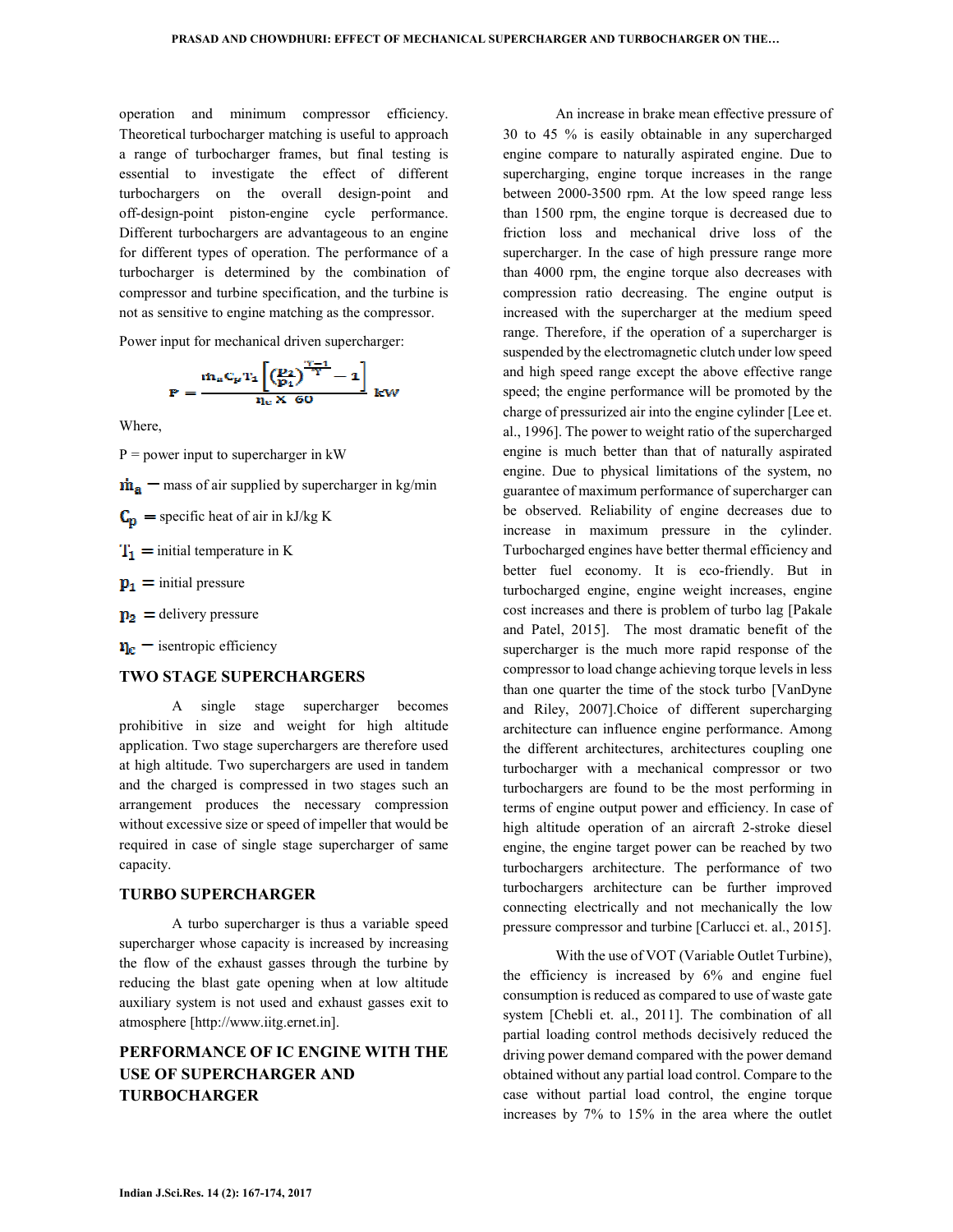operation and minimum compressor efficiency. Theoretical turbocharger matching is useful to approach a range of turbocharger frames, but final testing is essential to investigate the effect of different turbochargers on the overall design-point and off-design-point piston-engine cycle performance. Different turbochargers are advantageous to an engine for different types of operation. The performance of a turbocharger is determined by the combination of compressor and turbine specification, and the turbine is not as sensitive to engine matching as the compressor.

Power input for mechanical driven supercharger:

$$P = \frac{\dot{m}_a C_p T_1 \left[ \left(\frac{p_2}{p_1}\right)^{\frac{\gamma-1}{\gamma}} - 1 \right]}{\eta_c \times 60} \text{ kW}$$

Where,

$P$ = power input to supercharger in kW

$\dot{m}_a$ = mass of air supplied by supercharger in kg/min

$C_p$ = specific heat of air in kJ/kg K

$T_1$ = initial temperature in K

$p_1$ = initial pressure

$p_2$ = delivery pressure

$\eta_c$ = isentropic efficiency

## TWO STAGE SUPERCHARGERS

A single stage supercharger becomes prohibitive in size and weight for high altitude application. Two stage superchargers are therefore used at high altitude. Two superchargers are used in tandem and the charged is compressed in two stages such an arrangement produces the necessary compression without excessive size or speed of impeller that would be required in case of single stage supercharger of same capacity.

## TURBO SUPERCHARGER

A turbo supercharger is thus a variable speed supercharger whose capacity is increased by increasing the flow of the exhaust gasses through the turbine by reducing the blast gate opening when at low altitude auxiliary system is not used and exhaust gasses exit to atmosphere [http://www.iitg.ernet.in].

## PERFORMANCE OF IC ENGINE WITH THE USE OF SUPERCHARGER AND TURBOCHARGER

An increase in brake mean effective pressure of 30 to 45 % is easily obtainable in any supercharged engine compare to naturally aspirated engine. Due to supercharging, engine torque increases in the range between 2000-3500 rpm. At the low speed range less than 1500 rpm, the engine torque is decreased due to friction loss and mechanical drive loss of the supercharger. In the case of high pressure range more than 4000 rpm, the engine torque also decreases with compression ratio decreasing. The engine output is increased with the supercharger at the medium speed range. Therefore, if the operation of a supercharger is suspended by the electromagnetic clutch under low speed and high speed range except the above effective range speed; the engine performance will be promoted by the charge of pressurized air into the engine cylinder [Lee et. al., 1996]. The power to weight ratio of the supercharged engine is much better than that of naturally aspirated engine. Due to physical limitations of the system, no guarantee of maximum performance of supercharger can be observed. Reliability of engine decreases due to increase in maximum pressure in the cylinder. Turbocharged engines have better thermal efficiency and better fuel economy. It is eco-friendly. But in turbocharged engine, engine weight increases, engine cost increases and there is problem of turbo lag [Pakale and Patel, 2015]. The most dramatic benefit of the supercharger is the much more rapid response of the compressor to load change achieving torque levels in less than one quarter the time of the stock turbo [VanDyne and Riley, 2007].Choice of different supercharging architecture can influence engine performance. Among the different architectures, architectures coupling one turbocharger with a mechanical compressor or two turbochargers are found to be the most performing in terms of engine output power and efficiency. In case of high altitude operation of an aircraft 2-stroke diesel engine, the engine target power can be reached by two turbochargers architecture. The performance of two turbochargers architecture can be further improved connecting electrically and not mechanically the low pressure compressor and turbine [Carlucci et. al., 2015].

With the use of VOT (Variable Outlet Turbine), the efficiency is increased by 6% and engine fuel consumption is reduced as compared to use of waste gate system [Chebli et. al., 2011]. The combination of all partial loading control methods decisively reduced the driving power demand compared with the power demand obtained without any partial load control. Compare to the case without partial load control, the engine torque increases by 7% to 15% in the area where the outlet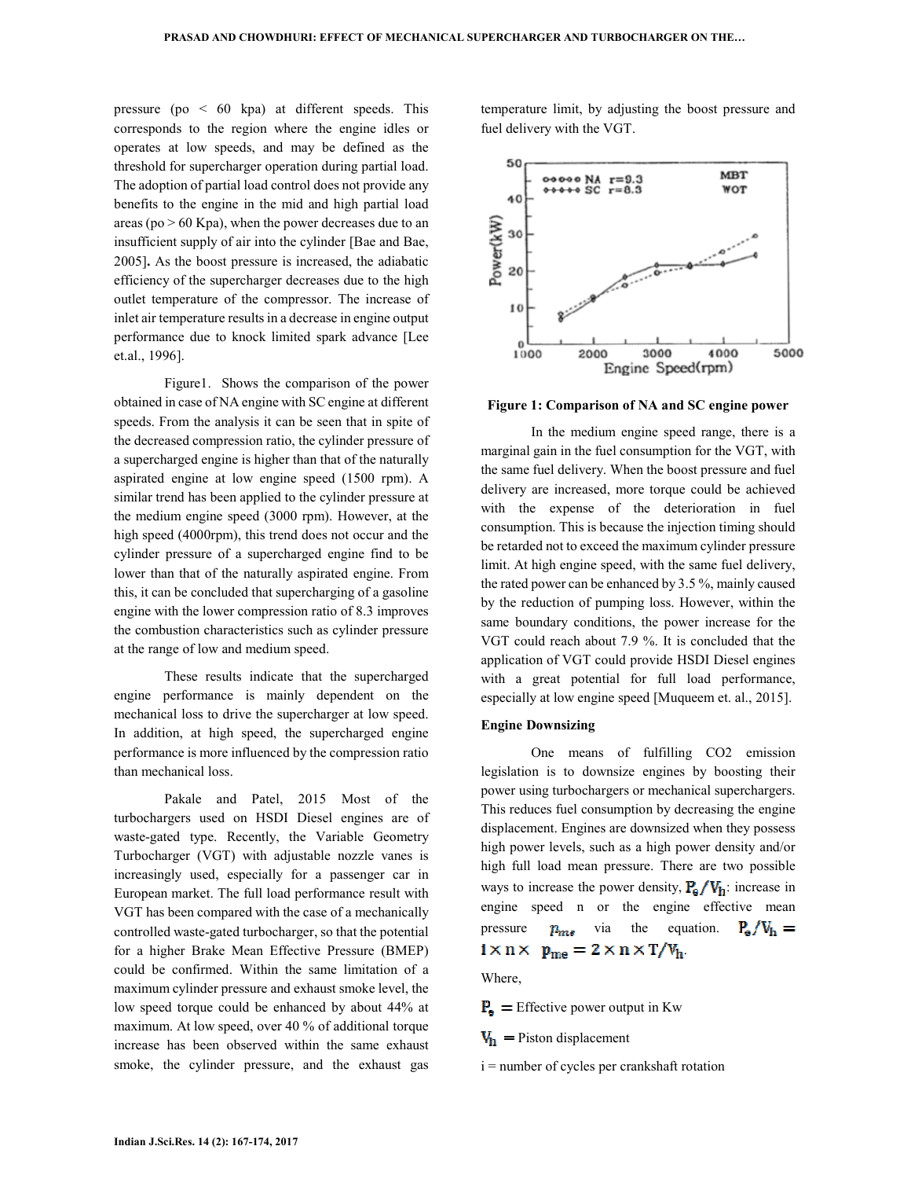pressure (po < 60 kpa) at different speeds. This corresponds to the region where the engine idles or operates at low speeds, and may be defined as the threshold for supercharger operation during partial load. The adoption of partial load control does not provide any benefits to the engine in the mid and high partial load areas (po > 60 Kpa), when the power decreases due to an insufficient supply of air into the cylinder [Bae and Bae, 2005]**.** As the boost pressure is increased, the adiabatic efficiency of the supercharger decreases due to the high outlet temperature of the compressor. The increase of inlet air temperature results in a decrease in engine output performance due to knock limited spark advance [Lee et.al., 1996].

Figure1. Shows the comparison of the power obtained in case of NA engine with SC engine at different speeds. From the analysis it can be seen that in spite of the decreased compression ratio, the cylinder pressure of a supercharged engine is higher than that of the naturally aspirated engine at low engine speed (1500 rpm). A similar trend has been applied to the cylinder pressure at the medium engine speed (3000 rpm). However, at the high speed (4000rpm), this trend does not occur and the cylinder pressure of a supercharged engine find to be lower than that of the naturally aspirated engine. From this, it can be concluded that supercharging of a gasoline engine with the lower compression ratio of 8.3 improves the combustion characteristics such as cylinder pressure at the range of low and medium speed.

These results indicate that the supercharged engine performance is mainly dependent on the mechanical loss to drive the supercharger at low speed. In addition, at high speed, the supercharged engine performance is more influenced by the compression ratio than mechanical loss.

Pakale and Patel, 2015 Most of the turbochargers used on HSDI Diesel engines are of waste-gated type. Recently, the Variable Geometry Turbocharger (VGT) with adjustable nozzle vanes is increasingly used, especially for a passenger car in European market. The full load performance result with VGT has been compared with the case of a mechanically controlled waste-gated turbocharger, so that the potential for a higher Brake Mean Effective Pressure (BMEP) could be confirmed. Within the same limitation of a maximum cylinder pressure and exhaust smoke level, the low speed torque could be enhanced by about 44% at maximum. At low speed, over 40 % of additional torque increase has been observed within the same exhaust smoke, the cylinder pressure, and the exhaust gas temperature limit, by adjusting the boost pressure and fuel delivery with the VGT.

**Figure 1: Comparison of NA and SC engine power**

In the medium engine speed range, there is a marginal gain in the fuel consumption for the VGT, with the same fuel delivery. When the boost pressure and fuel delivery are increased, more torque could be achieved with the expense of the deterioration in fuel consumption. This is because the injection timing should be retarded not to exceed the maximum cylinder pressure limit. At high engine speed, with the same fuel delivery, the rated power can be enhanced by 3.5 %, mainly caused by the reduction of pumping loss. However, within the same boundary conditions, the power increase for the VGT could reach about 7.9 %. It is concluded that the application of VGT could provide HSDI Diesel engines with a great potential for full load performance, especially at low engine speed [Muqueem et. al., 2015].

**Engine Downsizing**

One means of fulfilling CO2 emission legislation is to downsize engines by boosting their power using turbochargers or mechanical superchargers. This reduces fuel consumption by decreasing the engine displacement. Engines are downsized when they possess high power levels, such as a high power density and/or high full load mean pressure. There are two possible ways to increase the power density, $P_e/V_h$: increase in engine speed n or the engine effective mean pressure $p_{me}$ via the equation. $P_e/V_h = i \times n \times p_{me} = 2 \times n \times T/V_h$.

Where,

$P_e$ = Effective power output in Kw

$V_h$ = Piston displacement

i = number of cycles per crankshaft rotation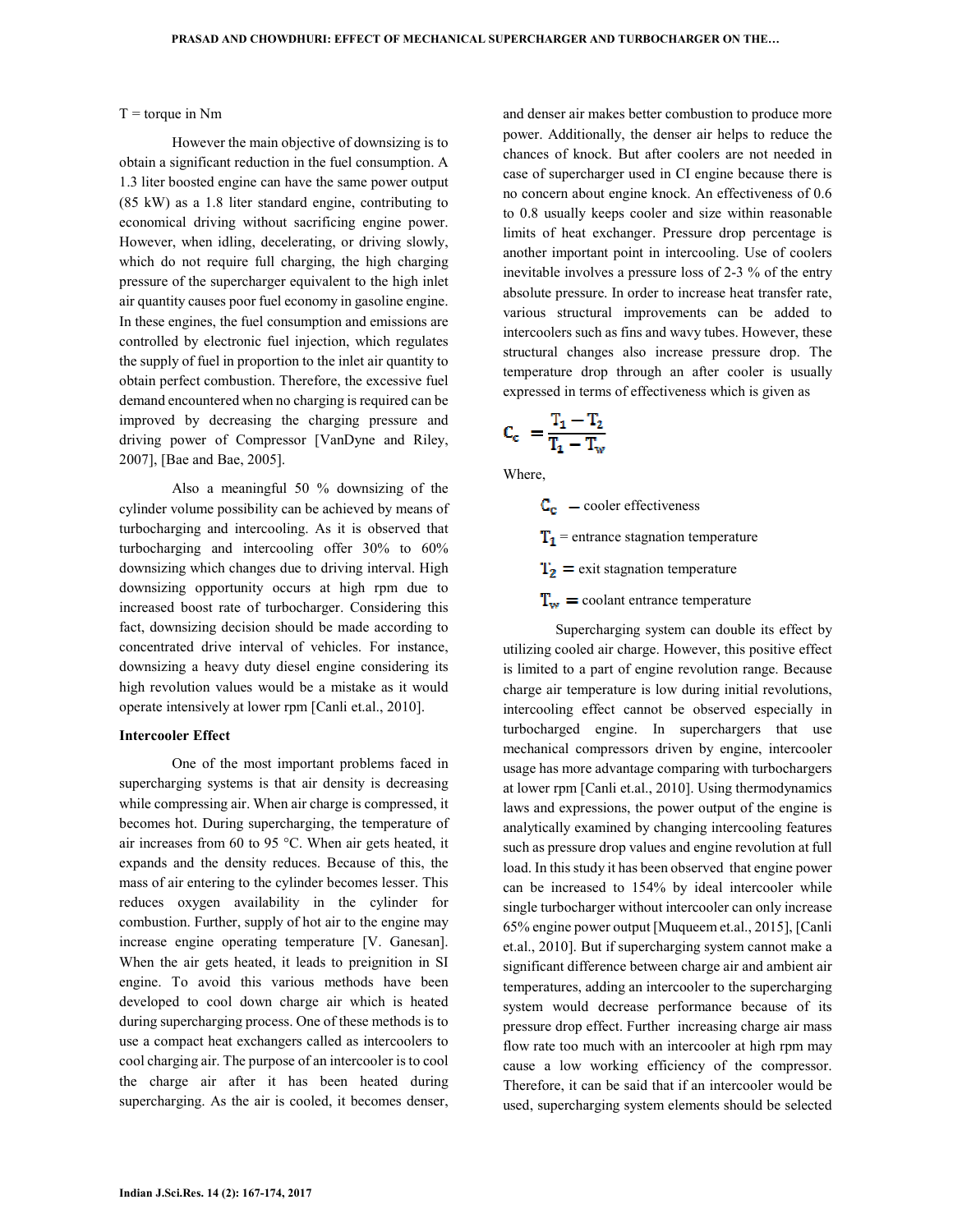T = torque in Nm

However the main objective of downsizing is to obtain a significant reduction in the fuel consumption. A 1.3 liter boosted engine can have the same power output (85 kW) as a 1.8 liter standard engine, contributing to economical driving without sacrificing engine power. However, when idling, decelerating, or driving slowly, which do not require full charging, the high charging pressure of the supercharger equivalent to the high inlet air quantity causes poor fuel economy in gasoline engine. In these engines, the fuel consumption and emissions are controlled by electronic fuel injection, which regulates the supply of fuel in proportion to the inlet air quantity to obtain perfect combustion. Therefore, the excessive fuel demand encountered when no charging is required can be improved by decreasing the charging pressure and driving power of Compressor [VanDyne and Riley, 2007], [Bae and Bae, 2005].

Also a meaningful 50 % downsizing of the cylinder volume possibility can be achieved by means of turbocharging and intercooling. As it is observed that turbocharging and intercooling offer 30% to 60% downsizing which changes due to driving interval. High downsizing opportunity occurs at high rpm due to increased boost rate of turbocharger. Considering this fact, downsizing decision should be made according to concentrated drive interval of vehicles. For instance, downsizing a heavy duty diesel engine considering its high revolution values would be a mistake as it would operate intensively at lower rpm [Canli et.al., 2010].

**Intercooler Effect**

One of the most important problems faced in supercharging systems is that air density is decreasing while compressing air. When air charge is compressed, it becomes hot. During supercharging, the temperature of air increases from 60 to 95 °C. When air gets heated, it expands and the density reduces. Because of this, the mass of air entering to the cylinder becomes lesser. This reduces oxygen availability in the cylinder for combustion. Further, supply of hot air to the engine may increase engine operating temperature [V. Ganesan]. When the air gets heated, it leads to preignition in SI engine. To avoid this various methods have been developed to cool down charge air which is heated during supercharging process. One of these methods is to use a compact heat exchangers called as intercoolers to cool charging air. The purpose of an intercooler is to cool the charge air after it has been heated during supercharging. As the air is cooled, it becomes denser, and denser air makes better combustion to produce more power. Additionally, the denser air helps to reduce the chances of knock. But after coolers are not needed in case of supercharger used in CI engine because there is no concern about engine knock. An effectiveness of 0.6 to 0.8 usually keeps cooler and size within reasonable limits of heat exchanger. Pressure drop percentage is another important point in intercooling. Use of coolers inevitable involves a pressure loss of 2-3 % of the entry absolute pressure. In order to increase heat transfer rate, various structural improvements can be added to intercoolers such as fins and wavy tubes. However, these structural changes also increase pressure drop. The temperature drop through an after cooler is usually expressed in terms of effectiveness which is given as

$$C_c = \frac{T_1 - T_2}{T_1 - T_w}$$

Where,

$C_c$ – cooler effectiveness

$T_1$ = entrance stagnation temperature

$T_2$ = exit stagnation temperature

$T_w$ = coolant entrance temperature

Supercharging system can double its effect by utilizing cooled air charge. However, this positive effect is limited to a part of engine revolution range. Because charge air temperature is low during initial revolutions, intercooling effect cannot be observed especially in turbocharged engine. In superchargers that use mechanical compressors driven by engine, intercooler usage has more advantage comparing with turbochargers at lower rpm [Canli et.al., 2010]. Using thermodynamics laws and expressions, the power output of the engine is analytically examined by changing intercooling features such as pressure drop values and engine revolution at full load. In this study it has been observed that engine power can be increased to 154% by ideal intercooler while single turbocharger without intercooler can only increase 65% engine power output [Muqueem et.al., 2015], [Canli et.al., 2010]. But if supercharging system cannot make a significant difference between charge air and ambient air temperatures, adding an intercooler to the supercharging system would decrease performance because of its pressure drop effect. Further increasing charge air mass flow rate too much with an intercooler at high rpm may cause a low working efficiency of the compressor. Therefore, it can be said that if an intercooler would be used, supercharging system elements should be selected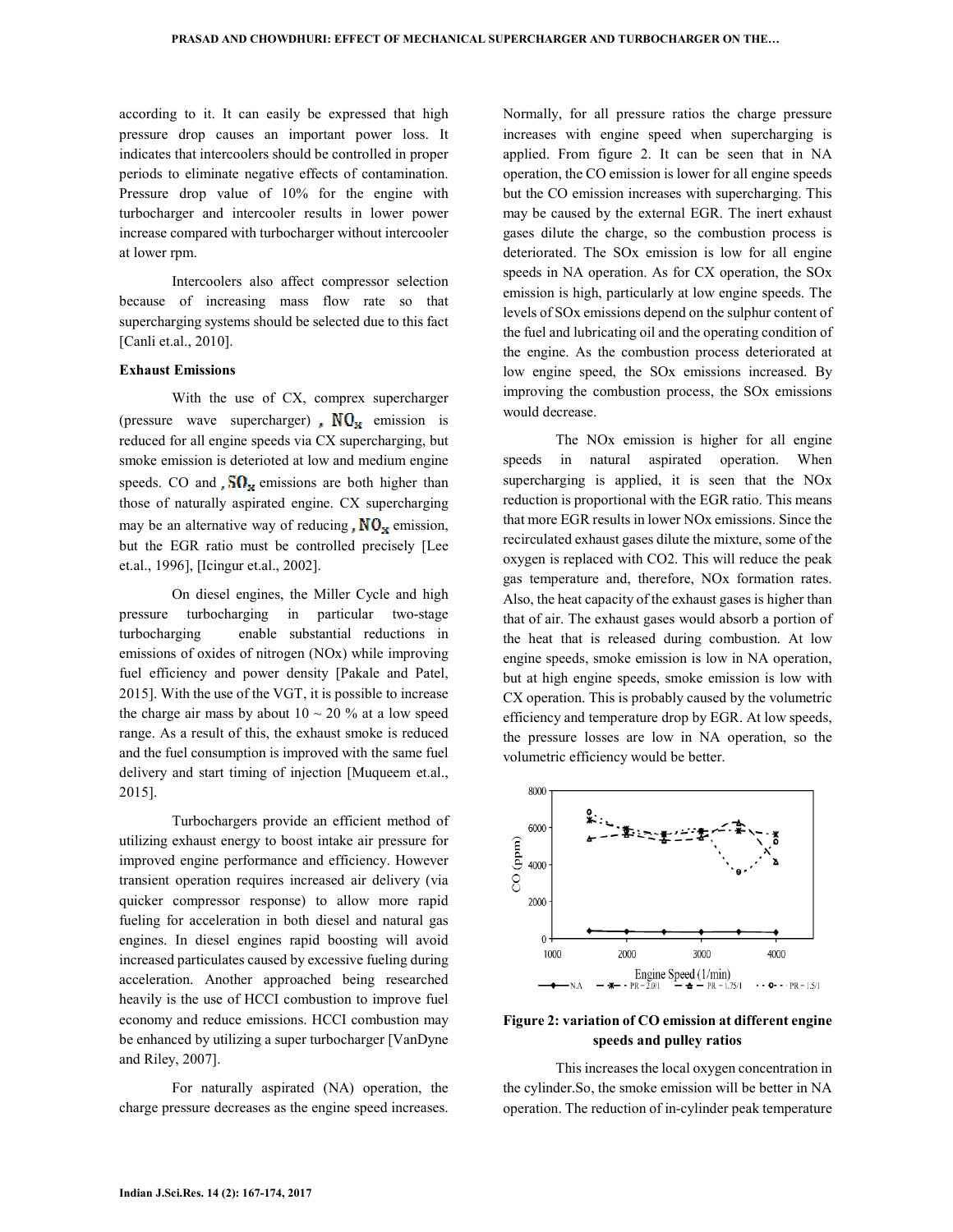according to it. It can easily be expressed that high pressure drop causes an important power loss. It indicates that intercoolers should be controlled in proper periods to eliminate negative effects of contamination. Pressure drop value of 10% for the engine with turbocharger and intercooler results in lower power increase compared with turbocharger without intercooler at lower rpm.

Intercoolers also affect compressor selection because of increasing mass flow rate so that supercharging systems should be selected due to this fact [Canli et.al., 2010].

### Exhaust Emissions

With the use of CX, comprex supercharger (pressure wave supercharger) , $NO_x$ emission is reduced for all engine speeds via CX supercharging, but smoke emission is deterioted at low and medium engine speeds. CO and , $SO_x$ emissions are both higher than those of naturally aspirated engine. CX supercharging may be an alternative way of reducing , $NO_x$ emission, but the EGR ratio must be controlled precisely [Lee et.al., 1996], [Icingur et.al., 2002].

On diesel engines, the Miller Cycle and high pressure turbocharging in particular two-stage turbocharging enable substantial reductions in emissions of oxides of nitrogen (NOx) while improving fuel efficiency and power density [Pakale and Patel, 2015]. With the use of the VGT, it is possible to increase the charge air mass by about 10 ~ 20 % at a low speed range. As a result of this, the exhaust smoke is reduced and the fuel consumption is improved with the same fuel delivery and start timing of injection [Muqueem et.al., 2015].

Turbochargers provide an efficient method of utilizing exhaust energy to boost intake air pressure for improved engine performance and efficiency. However transient operation requires increased air delivery (via quicker compressor response) to allow more rapid fueling for acceleration in both diesel and natural gas engines. In diesel engines rapid boosting will avoid increased particulates caused by excessive fueling during acceleration. Another approached being researched heavily is the use of HCCI combustion to improve fuel economy and reduce emissions. HCCI combustion may be enhanced by utilizing a super turbocharger [VanDyne and Riley, 2007].

For naturally aspirated (NA) operation, the charge pressure decreases as the engine speed increases. Normally, for all pressure ratios the charge pressure increases with engine speed when supercharging is applied. From figure 2. It can be seen that in NA operation, the CO emission is lower for all engine speeds but the CO emission increases with supercharging. This may be caused by the external EGR. The inert exhaust gases dilute the charge, so the combustion process is deteriorated. The SOx emission is low for all engine speeds in NA operation. As for CX operation, the SOx emission is high, particularly at low engine speeds. The levels of SOx emissions depend on the sulphur content of the fuel and lubricating oil and the operating condition of the engine. As the combustion process deteriorated at low engine speed, the SOx emissions increased. By improving the combustion process, the SOx emissions would decrease.

The NOx emission is higher for all engine speeds in natural aspirated operation. When supercharging is applied, it is seen that the NOx reduction is proportional with the EGR ratio. This means that more EGR results in lower NOx emissions. Since the recirculated exhaust gases dilute the mixture, some of the oxygen is replaced with CO2. This will reduce the peak gas temperature and, therefore, NOx formation rates. Also, the heat capacity of the exhaust gases is higher than that of air. The exhaust gases would absorb a portion of the heat that is released during combustion. At low engine speeds, smoke emission is low in NA operation, but at high engine speeds, smoke emission is low with CX operation. This is probably caused by the volumetric efficiency and temperature drop by EGR. At low speeds, the pressure losses are low in NA operation, so the volumetric efficiency would be better.

**Figure 2: variation of CO emission at different engine speeds and pulley ratios**

This increases the local oxygen concentration in the cylinder.So, the smoke emission will be better in NA operation. The reduction of in-cylinder peak temperature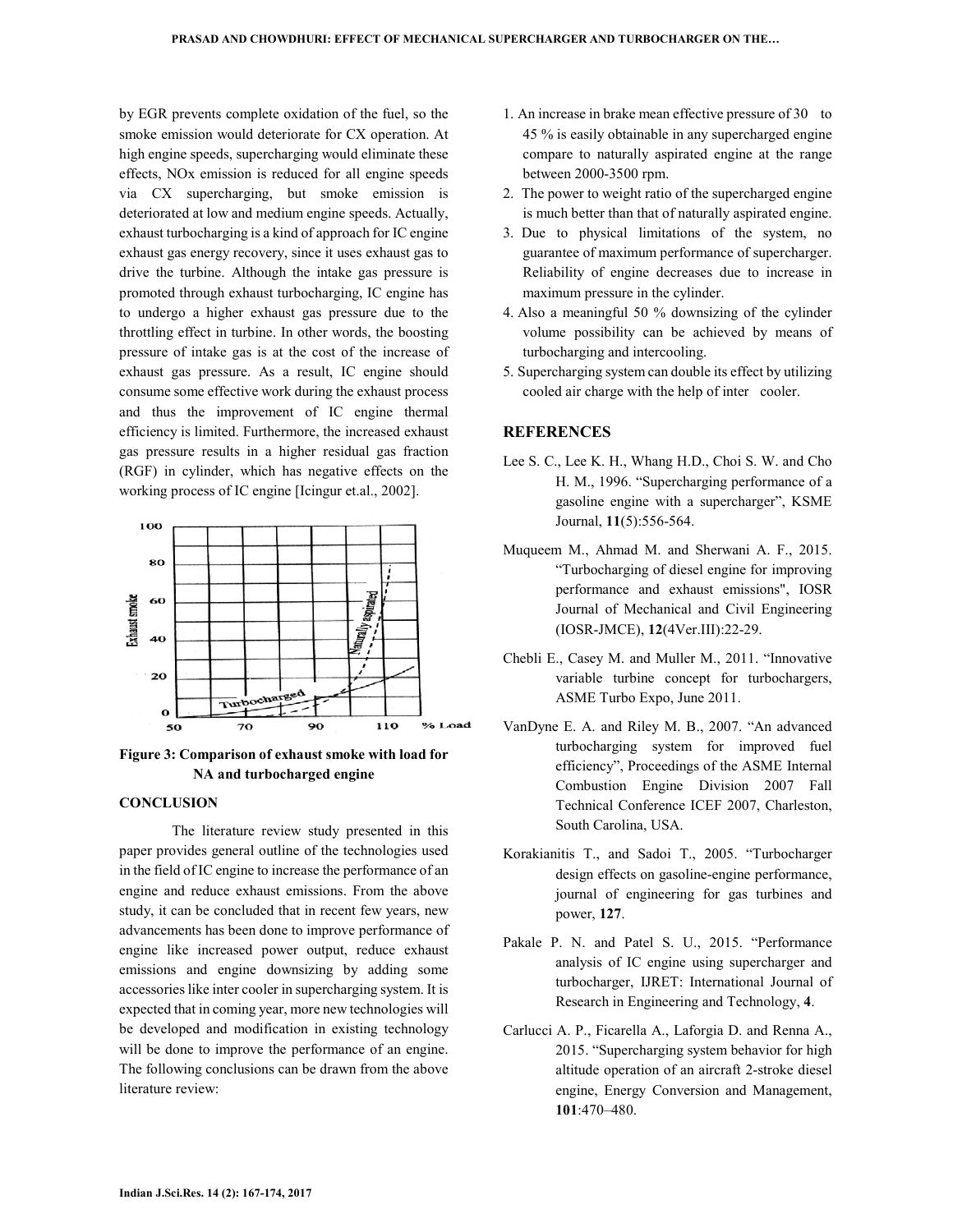by EGR prevents complete oxidation of the fuel, so the smoke emission would deteriorate for CX operation. At high engine speeds, supercharging would eliminate these effects, NOx emission is reduced for all engine speeds via CX supercharging, but smoke emission is deteriorated at low and medium engine speeds. Actually, exhaust turbocharging is a kind of approach for IC engine exhaust gas energy recovery, since it uses exhaust gas to drive the turbine. Although the intake gas pressure is promoted through exhaust turbocharging, IC engine has to undergo a higher exhaust gas pressure due to the throttling effect in turbine. In other words, the boosting pressure of intake gas is at the cost of the increase of exhaust gas pressure. As a result, IC engine should consume some effective work during the exhaust process and thus the improvement of IC engine thermal efficiency is limited. Furthermore, the increased exhaust gas pressure results in a higher residual gas fraction (RGF) in cylinder, which has negative effects on the working process of IC engine [Icingur et.al., 2002].

**Figure 3: Comparison of exhaust smoke with load for NA and turbocharged engine**

## CONCLUSION

The literature review study presented in this paper provides general outline of the technologies used in the field of IC engine to increase the performance of an engine and reduce exhaust emissions. From the above study, it can be concluded that in recent few years, new advancements has been done to improve performance of engine like increased power output, reduce exhaust emissions and engine downsizing by adding some accessories like inter cooler in supercharging system. It is expected that in coming year, more new technologies will be developed and modification in existing technology will be done to improve the performance of an engine. The following conclusions can be drawn from the above literature review:

1. An increase in brake mean effective pressure of 30 to 45 % is easily obtainable in any supercharged engine compare to naturally aspirated engine at the range between 2000-3500 rpm.
2. The power to weight ratio of the supercharged engine is much better than that of naturally aspirated engine.
3. Due to physical limitations of the system, no guarantee of maximum performance of supercharger. Reliability of engine decreases due to increase in maximum pressure in the cylinder.
4. Also a meaningful 50 % downsizing of the cylinder volume possibility can be achieved by means of turbocharging and intercooling.
5. Supercharging system can double its effect by utilizing cooled air charge with the help of inter cooler.

## REFERENCES

Lee S. C., Lee K. H., Whang H.D., Choi S. W. and Cho H. M., 1996. "Supercharging performance of a gasoline engine with a supercharger", KSME Journal, **11**(5):556-564.

Muqueem M., Ahmad M. and Sherwani A. F., 2015. "Turbocharging of diesel engine for improving performance and exhaust emissions", IOSR Journal of Mechanical and Civil Engineering (IOSR-JMCE), **12**(4Ver.III):22-29.

Chebli E., Casey M. and Muller M., 2011. "Innovative variable turbine concept for turbochargers, ASME Turbo Expo, June 2011.

VanDyne E. A. and Riley M. B., 2007. "An advanced turbocharging system for improved fuel efficiency", Proceedings of the ASME Internal Combustion Engine Division 2007 Fall Technical Conference ICEF 2007, Charleston, South Carolina, USA.

Korakianitis T., and Sadoi T., 2005. "Turbocharger design effects on gasoline-engine performance, journal of engineering for gas turbines and power, **127**.

Pakale P. N. and Patel S. U., 2015. "Performance analysis of IC engine using supercharger and turbocharger, IJRET: International Journal of Research in Engineering and Technology, **4**.

Carlucci A. P., Ficarella A., Laforgia D. and Renna A., 2015. "Supercharging system behavior for high altitude operation of an aircraft 2-stroke diesel engine, Energy Conversion and Management, **101**:470–480.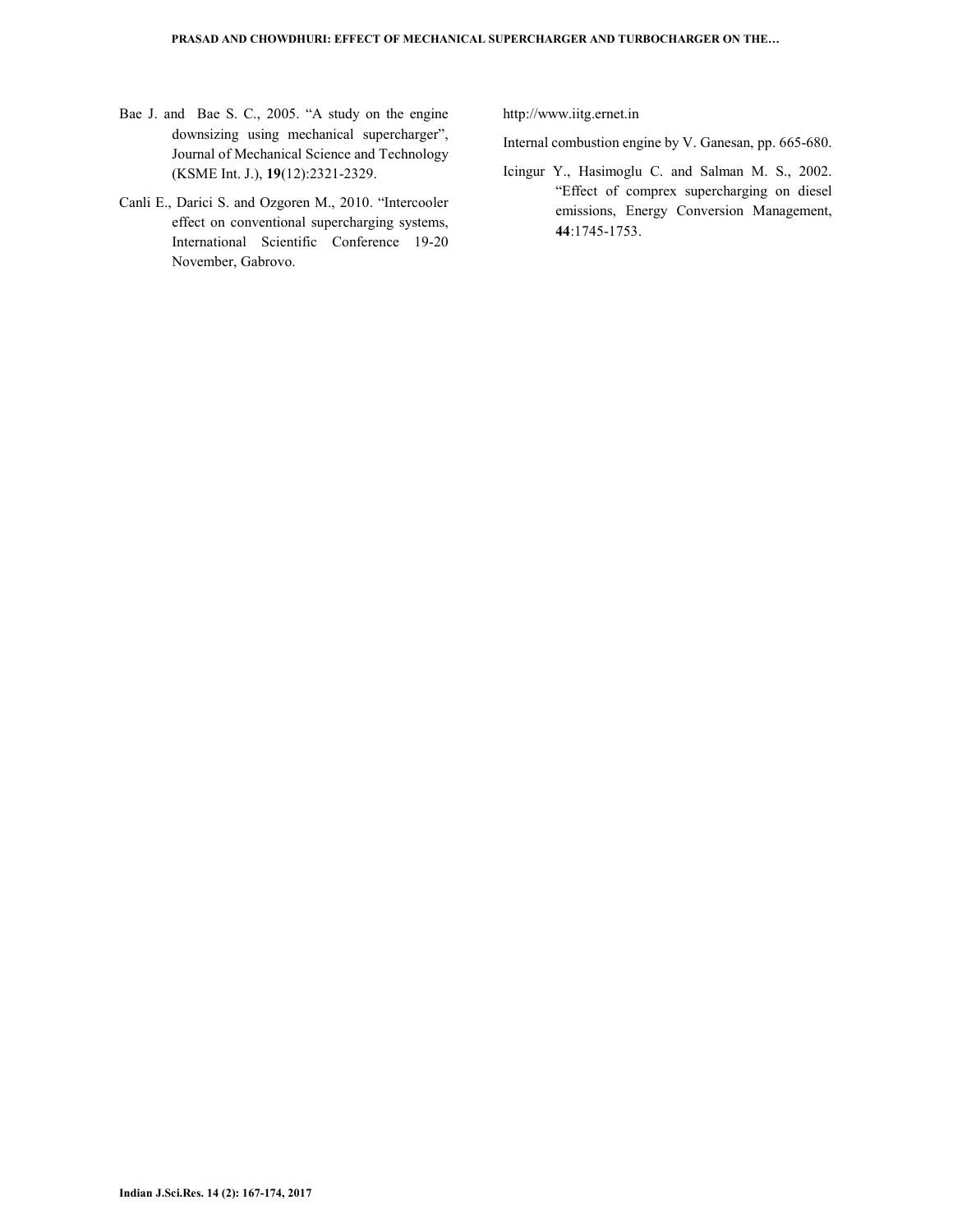Bae J. and Bae S. C., 2005. "A study on the engine downsizing using mechanical supercharger", Journal of Mechanical Science and Technology (KSME Int. J.), **19**(12):2321-2329.

Canli E., Darici S. and Ozgoren M., 2010. "Intercooler effect on conventional supercharging systems, International Scientific Conference 19-20 November, Gabrovo.

http://www.iitg.ernet.in

Internal combustion engine by V. Ganesan, pp. 665-680.

Icingur Y., Hasimoglu C. and Salman M. S., 2002. "Effect of comprex supercharging on diesel emissions, Energy Conversion Management, **44**:1745-1753.